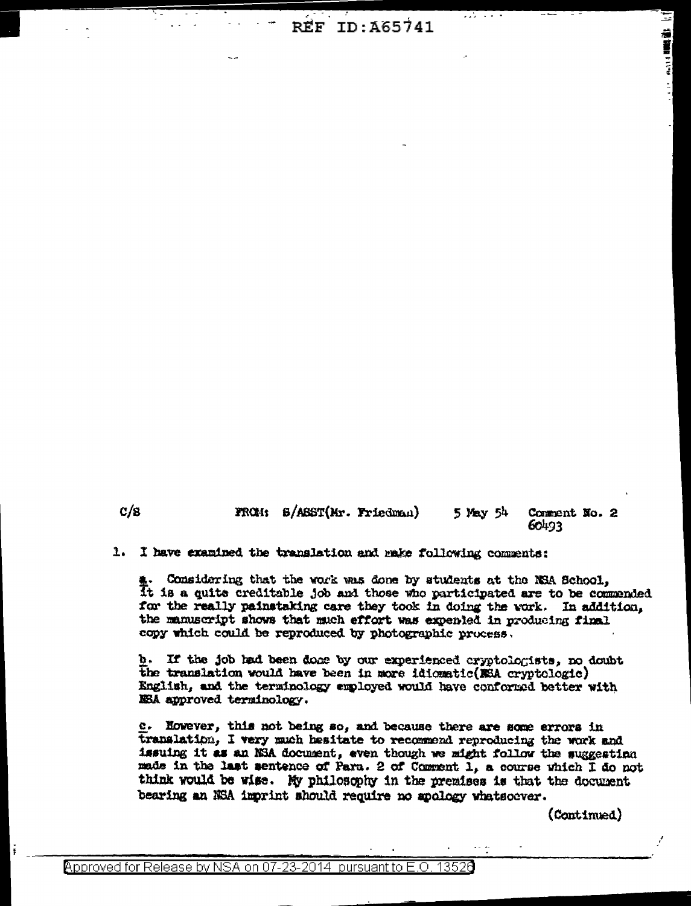REF ID:A65741

C/S FROM: S/ASST(Mr. Friedman) 5 May 54 Comment No. 2
60493

1. I have examined the translation and make following comments:

a. Considering that the work was done by students at the NSA School, it is a quite creditable job and those who participated are to be commended for the really painstaking care they took in doing the work. In addition, the manuscript shows that much effort was expended in producing final copy which could be reproduced by photographic process.

b. If the job had been done by our experienced cryptologists, no doubt the translation would have been in more idiomatic(NSA cryptologic) English, and the terminology employed would have conformed better with NSA approved terminology.

c. However, this not being so, and because there are some errors in translation, I very much hesitate to recommend reproducing the work and issuing it as an NSA document, even though we might follow the suggestion made in the last sentence of Para. 2 of Comment 1, a course which I do not think would be wise. My philosophy in the premises is that the document bearing an NSA imprint should require no apology whatsoever.

(Continued)

Approved for Release by NSA on 07-23-2014 pursuant to E.O. 13526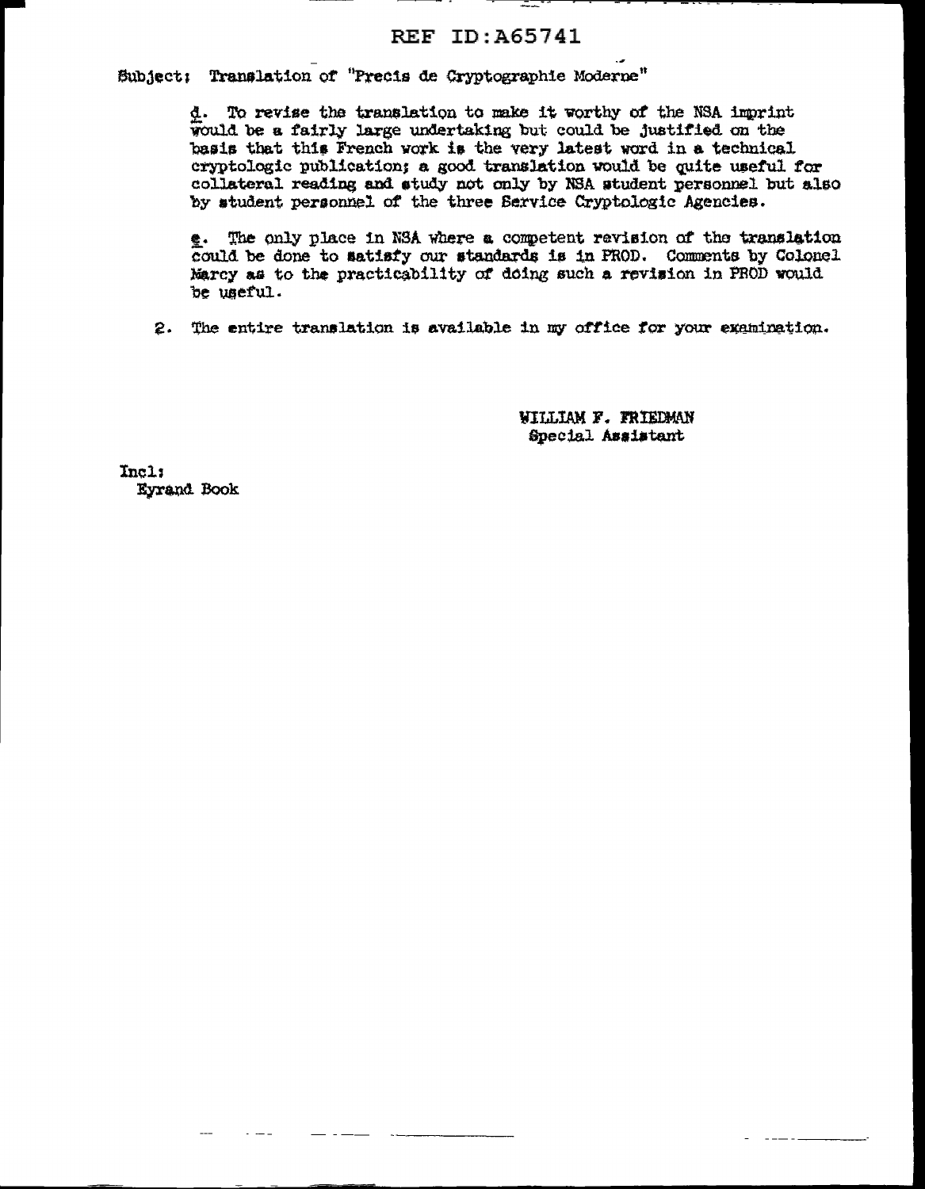Subject: Translation of "Precis de Cryptographie Moderne"

d. To revise the translation to make it worthy of the NSA imprint would be a fairly large undertaking but could be justified on the basis that this French work is the very latest word in a technical cryptologic publication; a good translation would be quite useful for collateral reading and study not only by NSA student personnel but also by student personnel of the three Service Cryptologic Agencies.

e. The only place in NSA where a competent revision of the translation could be done to satisfy our standards is in PROD. Comments by Colonel Marcy as to the practicability of doing such a revision in PROD would be useful.

2. The entire translation is available in my office for your examination.

WILLIAM F. FRIEDMAN
Special Assistant

Incl:
Eyrand Book